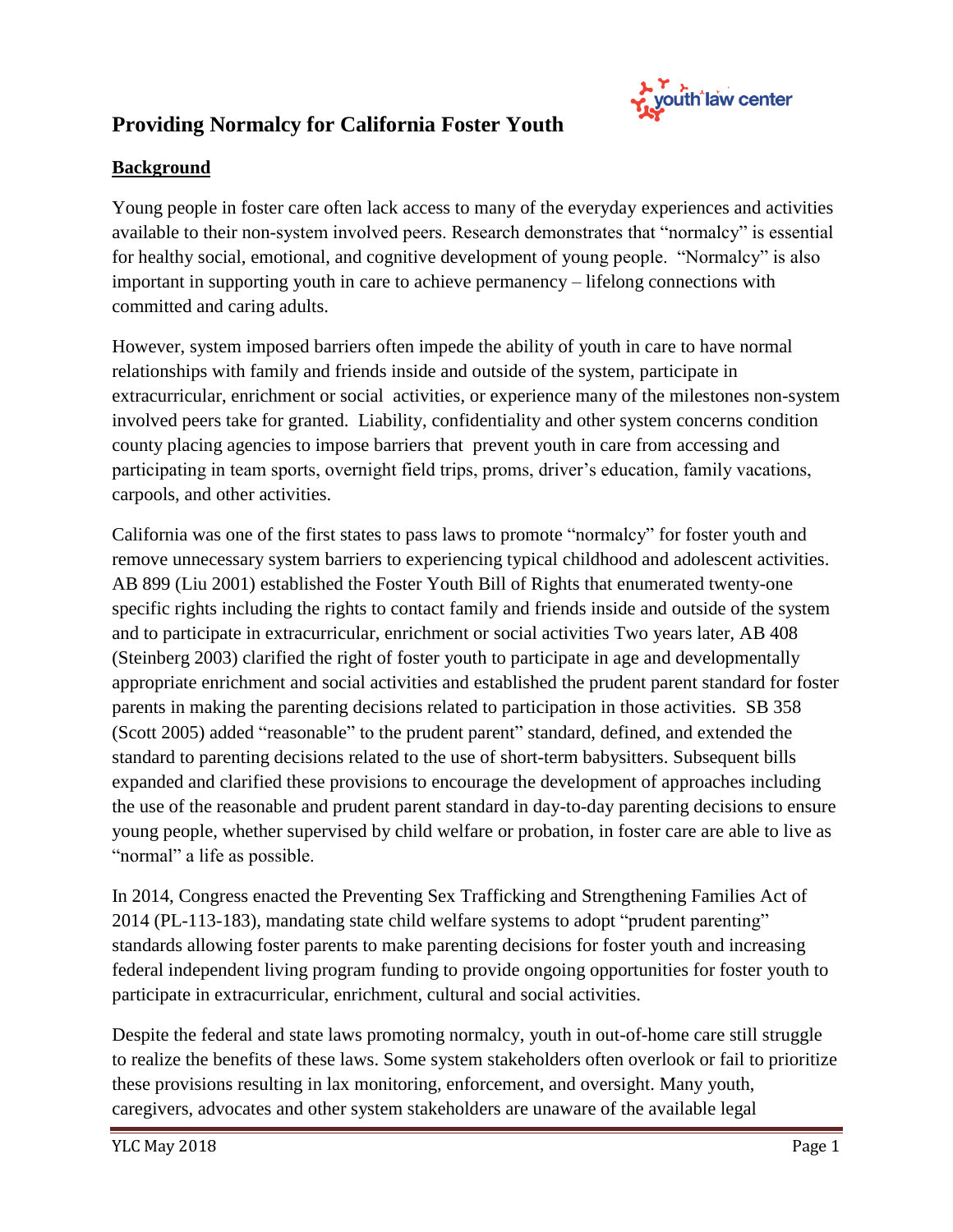# Providing Normalcy for California Foster Youth

## Background

Young people in foster care often lack access to many of the everyday experiences and activities available to their non-system involved peers. Research demonstrates that "normalcy" is essential for healthy social, emotional, and cognitive development of young people. "Normalcy" is also important in supporting youth in care to achieve permanency – lifelong connections with committed and caring adults.

However, system imposed barriers often impede the ability of youth in care to have normal relationships with family and friends inside and outside of the system, participate in extracurricular, enrichment or social activities, or experience many of the milestones non-system involved peers take for granted. Liability, confidentiality and other system concerns condition county placing agencies to impose barriers that prevent youth in care from accessing and participating in team sports, overnight field trips, proms, driver's education, family vacations, carpools, and other activities.

California was one of the first states to pass laws to promote "normalcy" for foster youth and remove unnecessary system barriers to experiencing typical childhood and adolescent activities. AB 899 (Liu 2001) established the Foster Youth Bill of Rights that enumerated twenty-one specific rights including the rights to contact family and friends inside and outside of the system and to participate in extracurricular, enrichment or social activities Two years later, AB 408 (Steinberg 2003) clarified the right of foster youth to participate in age and developmentally appropriate enrichment and social activities and established the prudent parent standard for foster parents in making the parenting decisions related to participation in those activities. SB 358 (Scott 2005) added "reasonable" to the prudent parent" standard, defined, and extended the standard to parenting decisions related to the use of short-term babysitters. Subsequent bills expanded and clarified these provisions to encourage the development of approaches including the use of the reasonable and prudent parent standard in day-to-day parenting decisions to ensure young people, whether supervised by child welfare or probation, in foster care are able to live as "normal" a life as possible.

In 2014, Congress enacted the Preventing Sex Trafficking and Strengthening Families Act of 2014 (PL-113-183), mandating state child welfare systems to adopt "prudent parenting" standards allowing foster parents to make parenting decisions for foster youth and increasing federal independent living program funding to provide ongoing opportunities for foster youth to participate in extracurricular, enrichment, cultural and social activities.

Despite the federal and state laws promoting normalcy, youth in out-of-home care still struggle to realize the benefits of these laws. Some system stakeholders often overlook or fail to prioritize these provisions resulting in lax monitoring, enforcement, and oversight. Many youth, caregivers, advocates and other system stakeholders are unaware of the available legal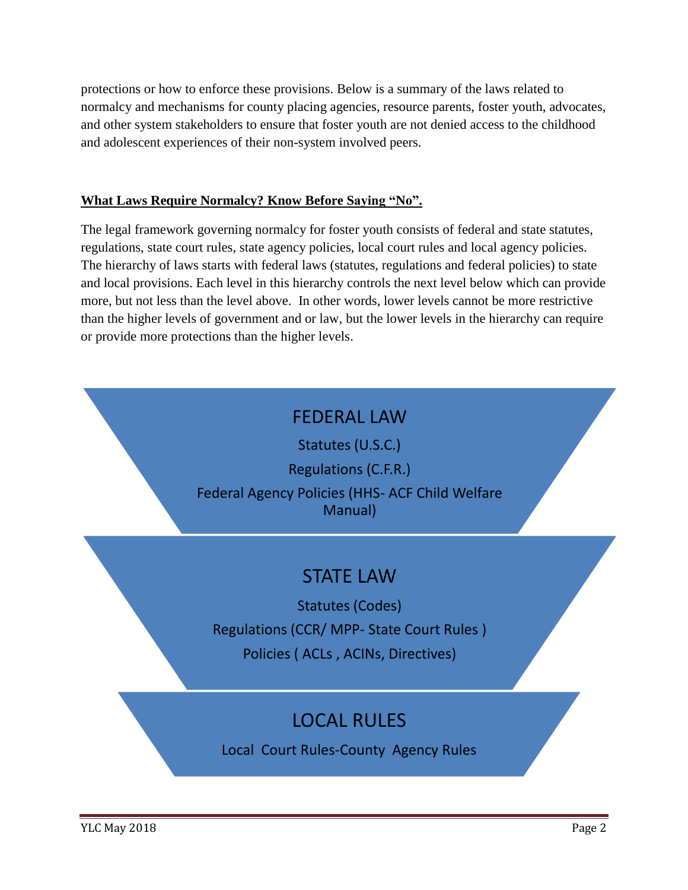protections or how to enforce these provisions. Below is a summary of the laws related to normalcy and mechanisms for county placing agencies, resource parents, foster youth, advocates, and other system stakeholders to ensure that foster youth are not denied access to the childhood and adolescent experiences of their non-system involved peers.

**<u>What Laws Require Normalcy? Know Before Saying "No".</u>**

The legal framework governing normalcy for foster youth consists of federal and state statutes, regulations, state court rules, state agency policies, local court rules and local agency policies. The hierarchy of laws starts with federal laws (statutes, regulations and federal policies) to state and local provisions. Each level in this hierarchy controls the next level below which can provide more, but not less than the level above. In other words, lower levels cannot be more restrictive than the higher levels of government and or law, but the lower levels in the hierarchy can require or provide more protections than the higher levels.

**FEDERAL LAW**

Statutes (U.S.C.)

Regulations (C.F.R.)

Federal Agency Policies (HHS- ACF Child Welfare Manual)

**STATE LAW**

Statutes (Codes)

Regulations (CCR/ MPP- State Court Rules )

Policies ( ACLs , ACINs, Directives)

**LOCAL RULES**

Local Court Rules-County Agency Rules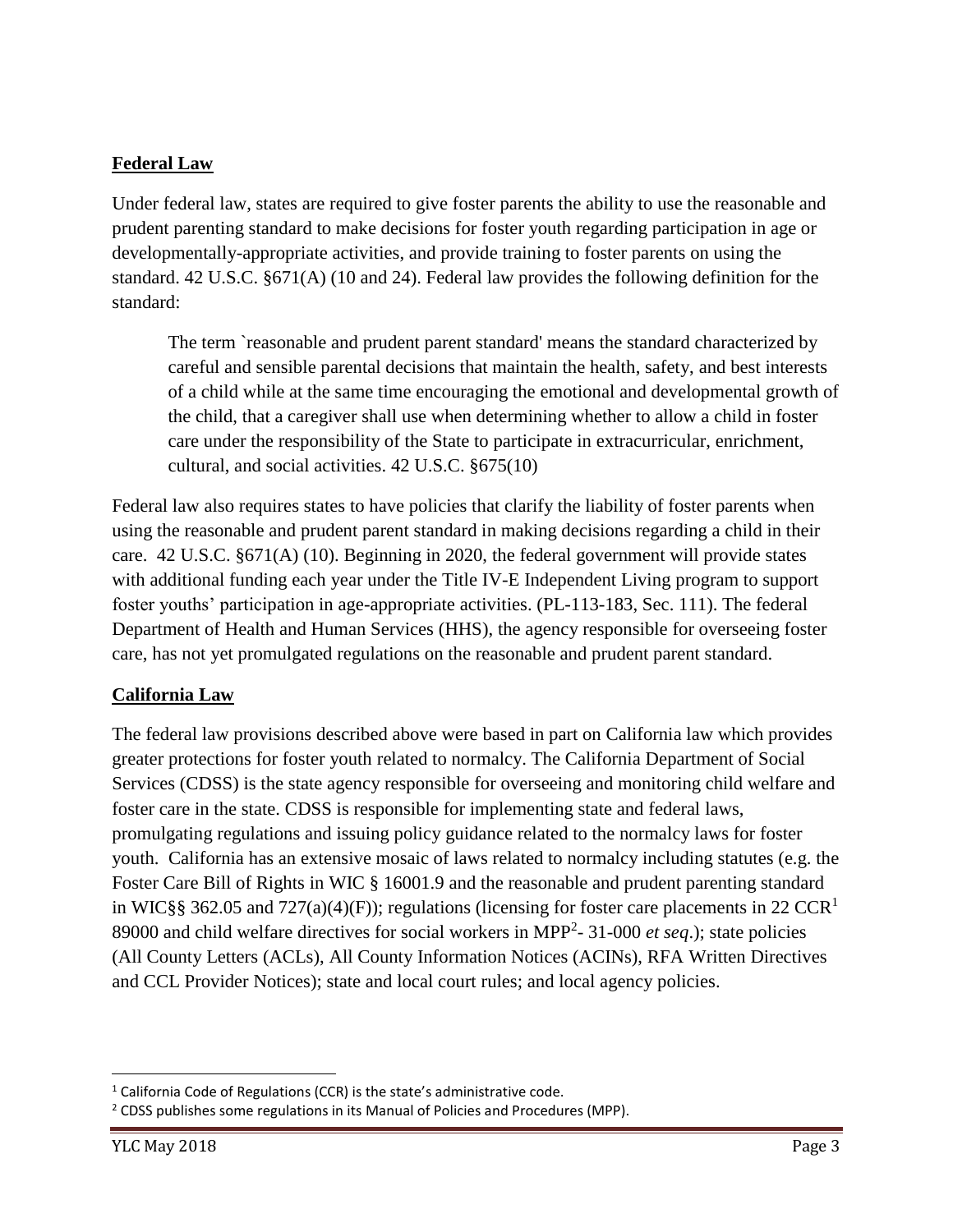**Federal Law**

Under federal law, states are required to give foster parents the ability to use the reasonable and prudent parenting standard to make decisions for foster youth regarding participation in age or developmentally-appropriate activities, and provide training to foster parents on using the standard. 42 U.S.C. §671(A) (10 and 24). Federal law provides the following definition for the standard:

> The term `reasonable and prudent parent standard' means the standard characterized by careful and sensible parental decisions that maintain the health, safety, and best interests of a child while at the same time encouraging the emotional and developmental growth of the child, that a caregiver shall use when determining whether to allow a child in foster care under the responsibility of the State to participate in extracurricular, enrichment, cultural, and social activities. 42 U.S.C. §675(10)

Federal law also requires states to have policies that clarify the liability of foster parents when using the reasonable and prudent parent standard in making decisions regarding a child in their care. 42 U.S.C. §671(A) (10). Beginning in 2020, the federal government will provide states with additional funding each year under the Title IV-E Independent Living program to support foster youths' participation in age-appropriate activities. (PL-113-183, Sec. 111). The federal Department of Health and Human Services (HHS), the agency responsible for overseeing foster care, has not yet promulgated regulations on the reasonable and prudent parent standard.

**California Law**

The federal law provisions described above were based in part on California law which provides greater protections for foster youth related to normalcy. The California Department of Social Services (CDSS) is the state agency responsible for overseeing and monitoring child welfare and foster care in the state. CDSS is responsible for implementing state and federal laws, promulgating regulations and issuing policy guidance related to the normalcy laws for foster youth. California has an extensive mosaic of laws related to normalcy including statutes (e.g. the Foster Care Bill of Rights in WIC § 16001.9 and the reasonable and prudent parenting standard in WIC§§ 362.05 and 727(a)(4)(F)); regulations (licensing for foster care placements in 22 CCR[1] 89000 and child welfare directives for social workers in MPP[2]- 31-000 *et seq*.); state policies (All County Letters (ACLs), All County Information Notices (ACINs), RFA Written Directives and CCL Provider Notices); state and local court rules; and local agency policies.

[1] California Code of Regulations (CCR) is the state's administrative code.

[2] CDSS publishes some regulations in its Manual of Policies and Procedures (MPP).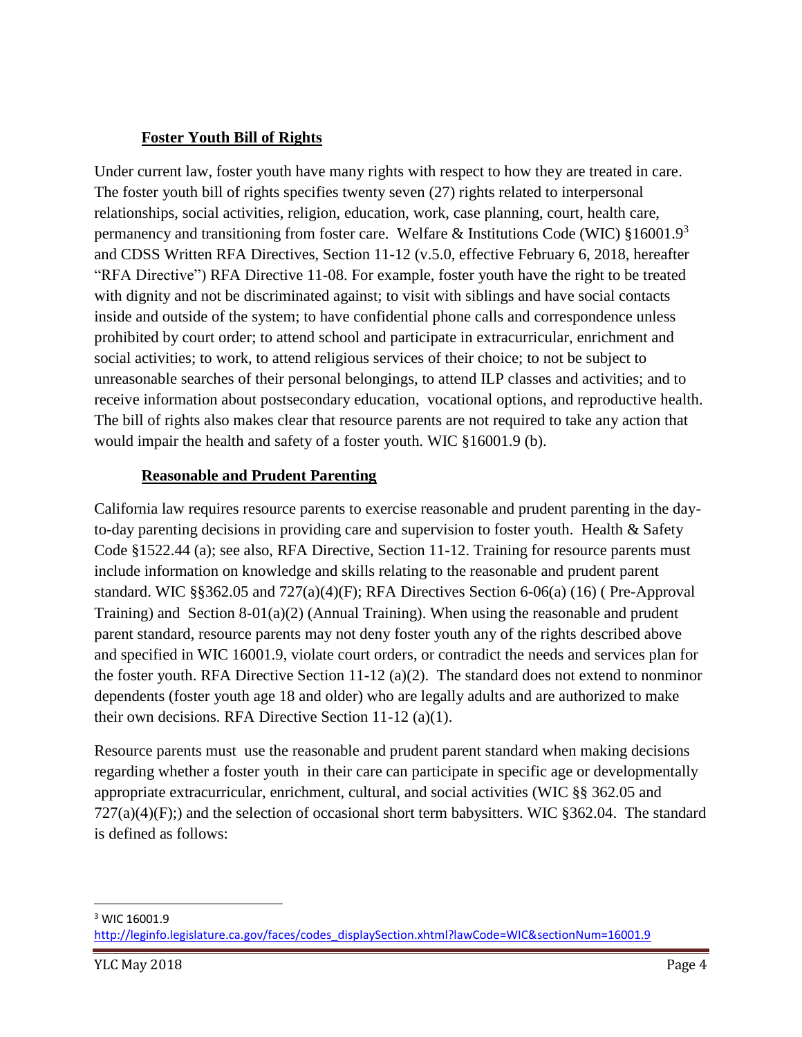### **Foster Youth Bill of Rights**

Under current law, foster youth have many rights with respect to how they are treated in care. The foster youth bill of rights specifies twenty seven (27) rights related to interpersonal relationships, social activities, religion, education, work, case planning, court, health care, permanency and transitioning from foster care. Welfare & Institutions Code (WIC) §16001.9[3] and CDSS Written RFA Directives, Section 11-12 (v.5.0, effective February 6, 2018, hereafter "RFA Directive") RFA Directive 11-08. For example, foster youth have the right to be treated with dignity and not be discriminated against; to visit with siblings and have social contacts inside and outside of the system; to have confidential phone calls and correspondence unless prohibited by court order; to attend school and participate in extracurricular, enrichment and social activities; to work, to attend religious services of their choice; to not be subject to unreasonable searches of their personal belongings, to attend ILP classes and activities; and to receive information about postsecondary education, vocational options, and reproductive health. The bill of rights also makes clear that resource parents are not required to take any action that would impair the health and safety of a foster youth. WIC §16001.9 (b).

### **Reasonable and Prudent Parenting**

California law requires resource parents to exercise reasonable and prudent parenting in the day-to-day parenting decisions in providing care and supervision to foster youth. Health & Safety Code §1522.44 (a); see also, RFA Directive, Section 11-12. Training for resource parents must include information on knowledge and skills relating to the reasonable and prudent parent standard. WIC §§362.05 and 727(a)(4)(F); RFA Directives Section 6-06(a) (16) ( Pre-Approval Training) and Section 8-01(a)(2) (Annual Training). When using the reasonable and prudent parent standard, resource parents may not deny foster youth any of the rights described above and specified in WIC 16001.9, violate court orders, or contradict the needs and services plan for the foster youth. RFA Directive Section 11-12 (a)(2). The standard does not extend to nonminor dependents (foster youth age 18 and older) who are legally adults and are authorized to make their own decisions. RFA Directive Section 11-12 (a)(1).

Resource parents must use the reasonable and prudent parent standard when making decisions regarding whether a foster youth in their care can participate in specific age or developmentally appropriate extracurricular, enrichment, cultural, and social activities (WIC §§ 362.05 and 727(a)(4)(F);) and the selection of occasional short term babysitters. WIC §362.04. The standard is defined as follows:

---

[3] WIC 16001.9 http://leginfo.legislature.ca.gov/faces/codes_displaySection.xhtml?lawCode=WIC&sectionNum=16001.9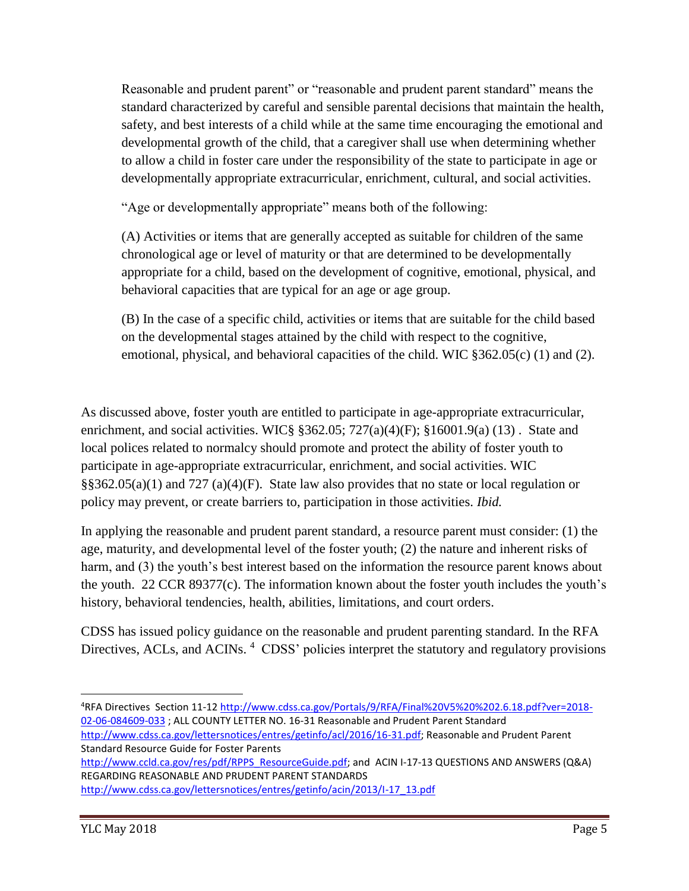> Reasonable and prudent parent" or "reasonable and prudent parent standard" means the standard characterized by careful and sensible parental decisions that maintain the health, safety, and best interests of a child while at the same time encouraging the emotional and developmental growth of the child, that a caregiver shall use when determining whether to allow a child in foster care under the responsibility of the state to participate in age or developmentally appropriate extracurricular, enrichment, cultural, and social activities.
>
> "Age or developmentally appropriate" means both of the following:
>
> (A) Activities or items that are generally accepted as suitable for children of the same chronological age or level of maturity or that are determined to be developmentally appropriate for a child, based on the development of cognitive, emotional, physical, and behavioral capacities that are typical for an age or age group.
>
> (B) In the case of a specific child, activities or items that are suitable for the child based on the developmental stages attained by the child with respect to the cognitive, emotional, physical, and behavioral capacities of the child. WIC §362.05(c) (1) and (2).

As discussed above, foster youth are entitled to participate in age-appropriate extracurricular, enrichment, and social activities. WIC§ §362.05; 727(a)(4)(F); §16001.9(a) (13) . State and local polices related to normalcy should promote and protect the ability of foster youth to participate in age-appropriate extracurricular, enrichment, and social activities. WIC §§362.05(a)(1) and 727 (a)(4)(F). State law also provides that no state or local regulation or policy may prevent, or create barriers to, participation in those activities. *Ibid.*

In applying the reasonable and prudent parent standard, a resource parent must consider: (1) the age, maturity, and developmental level of the foster youth; (2) the nature and inherent risks of harm, and (3) the youth's best interest based on the information the resource parent knows about the youth. 22 CCR 89377(c). The information known about the foster youth includes the youth's history, behavioral tendencies, health, abilities, limitations, and court orders.

CDSS has issued policy guidance on the reasonable and prudent parenting standard. In the RFA Directives, ACLs, and ACINs. [4] CDSS' policies interpret the statutory and regulatory provisions

---

[4] RFA Directives Section 11-12 http://www.cdss.ca.gov/Portals/9/RFA/Final%20V5%20%202.6.18.pdf?ver=2018-02-06-084609-033 ; ALL COUNTY LETTER NO. 16-31 Reasonable and Prudent Parent Standard http://www.cdss.ca.gov/lettersnotices/entres/getinfo/acl/2016/16-31.pdf; Reasonable and Prudent Parent Standard Resource Guide for Foster Parents http://www.ccld.ca.gov/res/pdf/RPPS_ResourceGuide.pdf; and ACIN I-17-13 QUESTIONS AND ANSWERS (Q&A) REGARDING REASONABLE AND PRUDENT PARENT STANDARDS http://www.cdss.ca.gov/lettersnotices/entres/getinfo/acin/2013/I-17_13.pdf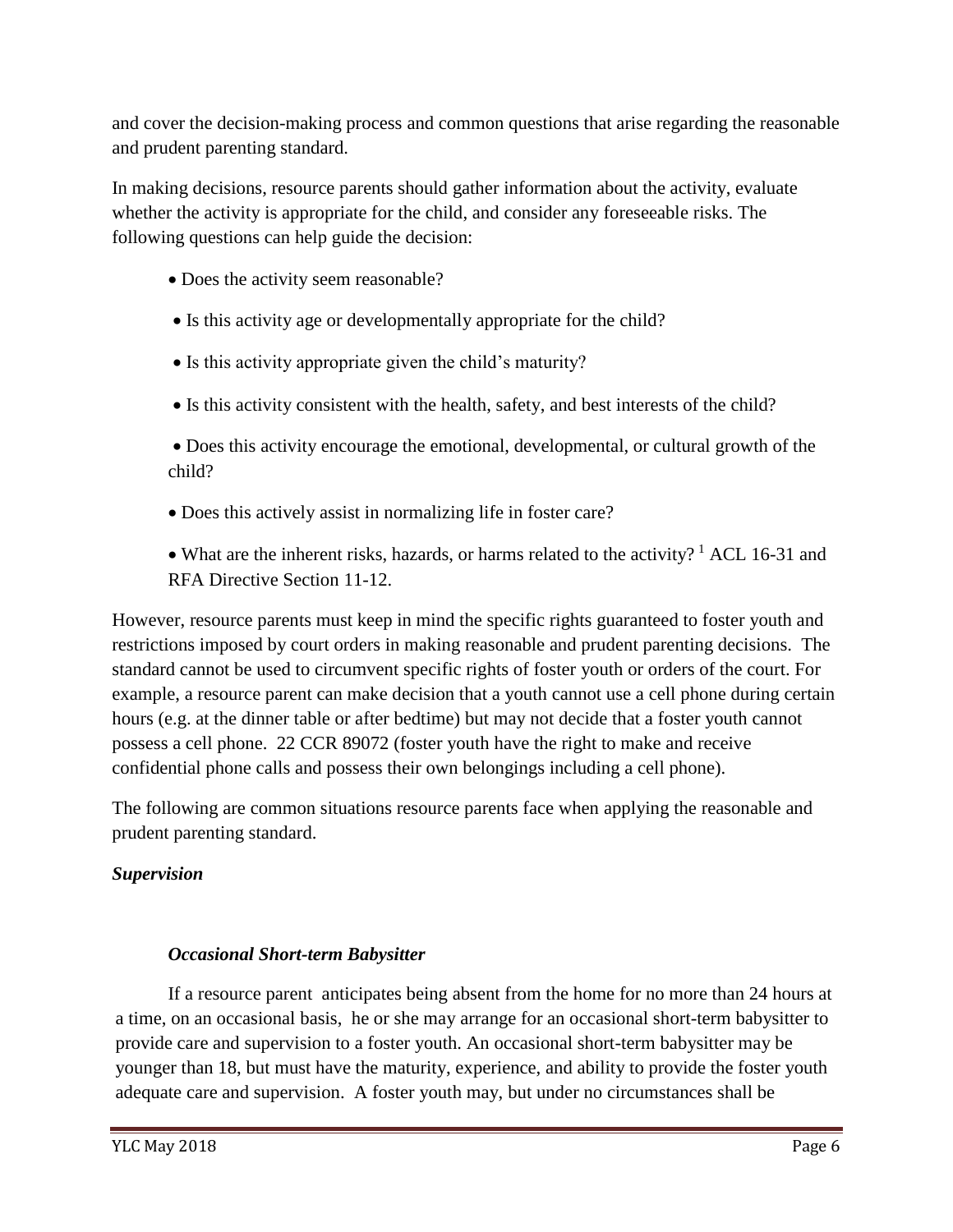and cover the decision-making process and common questions that arise regarding the reasonable and prudent parenting standard.

In making decisions, resource parents should gather information about the activity, evaluate whether the activity is appropriate for the child, and consider any foreseeable risks. The following questions can help guide the decision:

- Does the activity seem reasonable?
- Is this activity age or developmentally appropriate for the child?
- Is this activity appropriate given the child's maturity?
- Is this activity consistent with the health, safety, and best interests of the child?
- Does this activity encourage the emotional, developmental, or cultural growth of the child?
- Does this actively assist in normalizing life in foster care?
- What are the inherent risks, hazards, or harms related to the activity? [1] ACL 16-31 and RFA Directive Section 11-12.

However, resource parents must keep in mind the specific rights guaranteed to foster youth and restrictions imposed by court orders in making reasonable and prudent parenting decisions. The standard cannot be used to circumvent specific rights of foster youth or orders of the court. For example, a resource parent can make decision that a youth cannot use a cell phone during certain hours (e.g. at the dinner table or after bedtime) but may not decide that a foster youth cannot possess a cell phone. 22 CCR 89072 (foster youth have the right to make and receive confidential phone calls and possess their own belongings including a cell phone).

The following are common situations resource parents face when applying the reasonable and prudent parenting standard.

***Supervision***

***Occasional Short-term Babysitter***

If a resource parent anticipates being absent from the home for no more than 24 hours at a time, on an occasional basis, he or she may arrange for an occasional short-term babysitter to provide care and supervision to a foster youth. An occasional short-term babysitter may be younger than 18, but must have the maturity, experience, and ability to provide the foster youth adequate care and supervision. A foster youth may, but under no circumstances shall be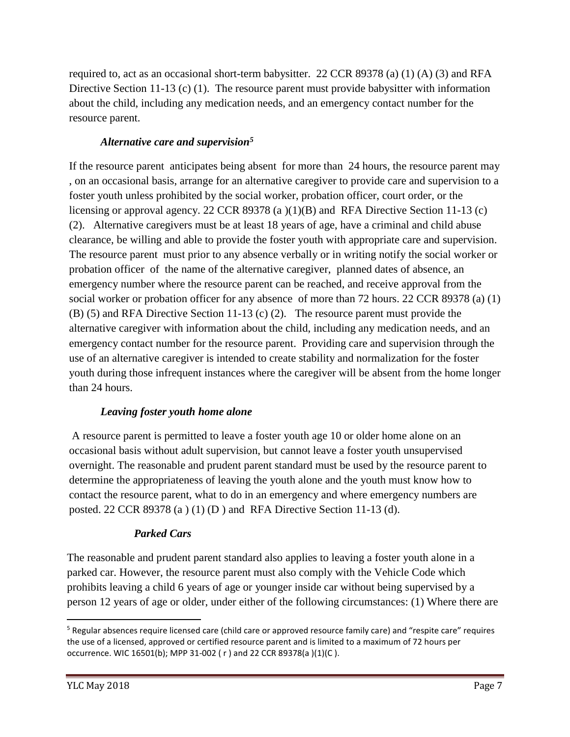required to, act as an occasional short-term babysitter. 22 CCR 89378 (a) (1) (A) (3) and RFA Directive Section 11-13 (c) (1). The resource parent must provide babysitter with information about the child, including any medication needs, and an emergency contact number for the resource parent.

***Alternative care and supervision***[5]

If the resource parent anticipates being absent for more than 24 hours, the resource parent may , on an occasional basis, arrange for an alternative caregiver to provide care and supervision to a foster youth unless prohibited by the social worker, probation officer, court order, or the licensing or approval agency. 22 CCR 89378 (a )(1)(B) and RFA Directive Section 11-13 (c) (2). Alternative caregivers must be at least 18 years of age, have a criminal and child abuse clearance, be willing and able to provide the foster youth with appropriate care and supervision. The resource parent must prior to any absence verbally or in writing notify the social worker or probation officer of the name of the alternative caregiver, planned dates of absence, an emergency number where the resource parent can be reached, and receive approval from the social worker or probation officer for any absence of more than 72 hours. 22 CCR 89378 (a) (1) (B) (5) and RFA Directive Section 11-13 (c) (2). The resource parent must provide the alternative caregiver with information about the child, including any medication needs, and an emergency contact number for the resource parent. Providing care and supervision through the use of an alternative caregiver is intended to create stability and normalization for the foster youth during those infrequent instances where the caregiver will be absent from the home longer than 24 hours.

***Leaving foster youth home alone***

A resource parent is permitted to leave a foster youth age 10 or older home alone on an occasional basis without adult supervision, but cannot leave a foster youth unsupervised overnight. The reasonable and prudent parent standard must be used by the resource parent to determine the appropriateness of leaving the youth alone and the youth must know how to contact the resource parent, what to do in an emergency and where emergency numbers are posted. 22 CCR 89378 (a ) (1) (D ) and RFA Directive Section 11-13 (d).

***Parked Cars***

The reasonable and prudent parent standard also applies to leaving a foster youth alone in a parked car. However, the resource parent must also comply with the Vehicle Code which prohibits leaving a child 6 years of age or younger inside car without being supervised by a person 12 years of age or older, under either of the following circumstances: (1) Where there are

---

[5] Regular absences require licensed care (child care or approved resource family care) and "respite care" requires the use of a licensed, approved or certified resource parent and is limited to a maximum of 72 hours per occurrence. WIC 16501(b); MPP 31-002 ( r ) and 22 CCR 89378(a )(1)(C ).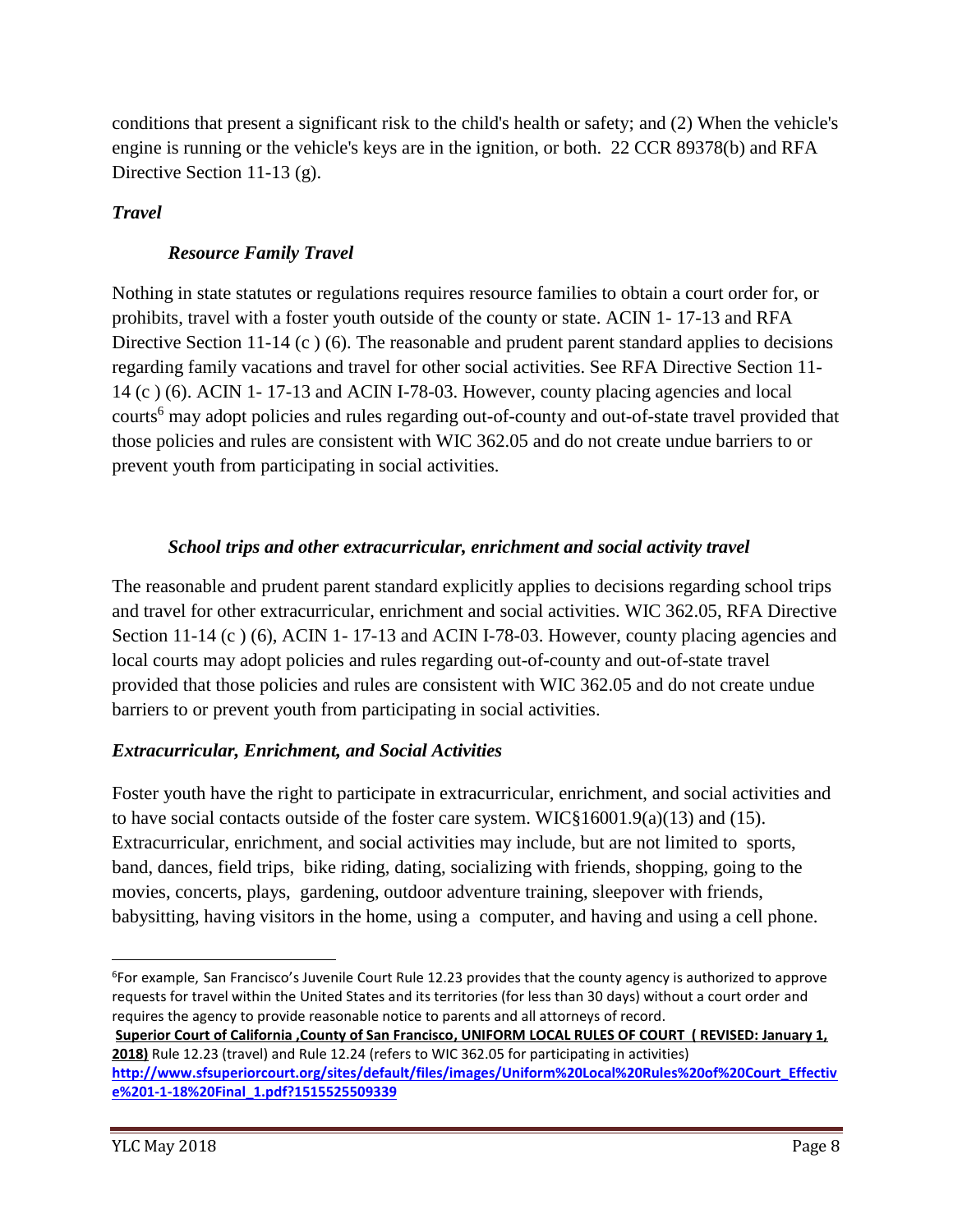conditions that present a significant risk to the child's health or safety; and (2) When the vehicle's engine is running or the vehicle's keys are in the ignition, or both. 22 CCR 89378(b) and RFA Directive Section 11-13 (g).

### *Travel*

#### *Resource Family Travel*

Nothing in state statutes or regulations requires resource families to obtain a court order for, or prohibits, travel with a foster youth outside of the county or state. ACIN 1- 17-13 and RFA Directive Section 11-14 (c ) (6). The reasonable and prudent parent standard applies to decisions regarding family vacations and travel for other social activities. See RFA Directive Section 11-14 (c ) (6). ACIN 1- 17-13 and ACIN I-78-03. However, county placing agencies and local courts[6] may adopt policies and rules regarding out-of-county and out-of-state travel provided that those policies and rules are consistent with WIC 362.05 and do not create undue barriers to or prevent youth from participating in social activities.

#### *School trips and other extracurricular, enrichment and social activity travel*

The reasonable and prudent parent standard explicitly applies to decisions regarding school trips and travel for other extracurricular, enrichment and social activities. WIC 362.05, RFA Directive Section 11-14 (c ) (6), ACIN 1- 17-13 and ACIN I-78-03. However, county placing agencies and local courts may adopt policies and rules regarding out-of-county and out-of-state travel provided that those policies and rules are consistent with WIC 362.05 and do not create undue barriers to or prevent youth from participating in social activities.

### *Extracurricular, Enrichment, and Social Activities*

Foster youth have the right to participate in extracurricular, enrichment, and social activities and to have social contacts outside of the foster care system. WIC§16001.9(a)(13) and (15). Extracurricular, enrichment, and social activities may include, but are not limited to sports, band, dances, field trips, bike riding, dating, socializing with friends, shopping, going to the movies, concerts, plays, gardening, outdoor adventure training, sleepover with friends, babysitting, having visitors in the home, using a computer, and having and using a cell phone.

---

[6] For example, San Francisco's Juvenile Court Rule 12.23 provides that the county agency is authorized to approve requests for travel within the United States and its territories (for less than 30 days) without a court order and requires the agency to provide reasonable notice to parents and all attorneys of record.
**Superior Court of California ,County of San Francisco, UNIFORM LOCAL RULES OF COURT ( REVISED: January 1, 2018)** Rule 12.23 (travel) and Rule 12.24 (refers to WIC 362.05 for participating in activities) **http://www.sfsuperiorcourt.org/sites/default/files/images/Uniform%20Local%20Rules%20of%20Court_Effective%201-1-18%20Final_1.pdf?1515525509339**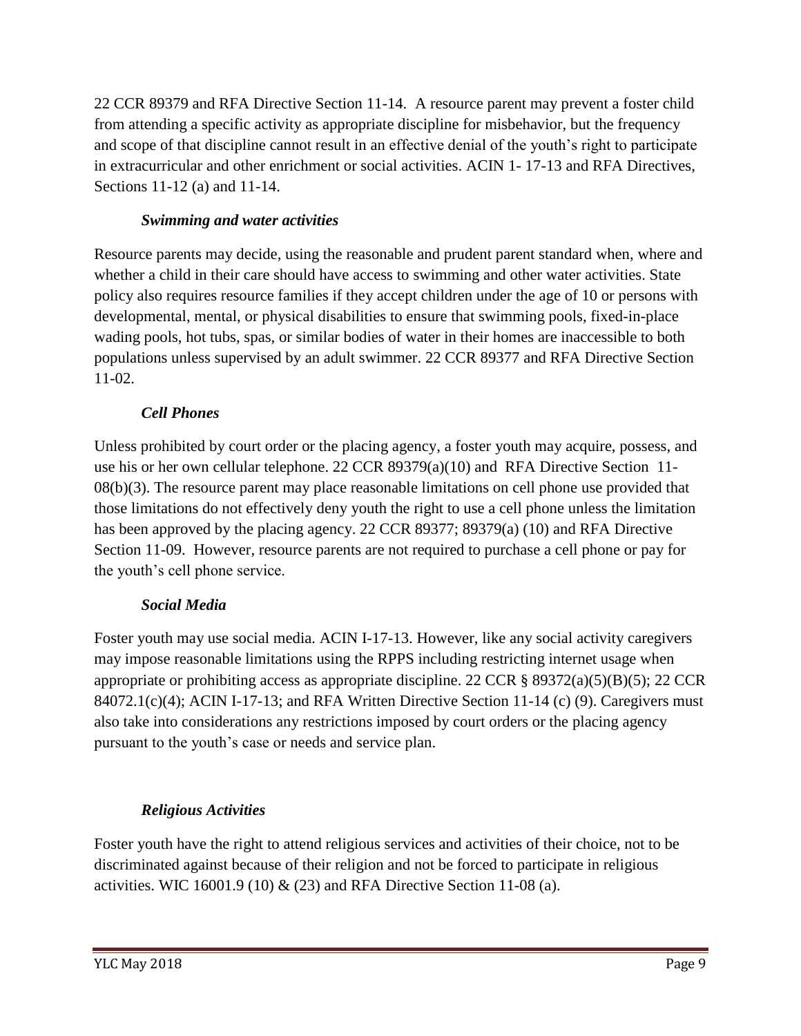22 CCR 89379 and RFA Directive Section 11-14. A resource parent may prevent a foster child from attending a specific activity as appropriate discipline for misbehavior, but the frequency and scope of that discipline cannot result in an effective denial of the youth's right to participate in extracurricular and other enrichment or social activities. ACIN 1- 17-13 and RFA Directives, Sections 11-12 (a) and 11-14.

### *Swimming and water activities*

Resource parents may decide, using the reasonable and prudent parent standard when, where and whether a child in their care should have access to swimming and other water activities. State policy also requires resource families if they accept children under the age of 10 or persons with developmental, mental, or physical disabilities to ensure that swimming pools, fixed-in-place wading pools, hot tubs, spas, or similar bodies of water in their homes are inaccessible to both populations unless supervised by an adult swimmer. 22 CCR 89377 and RFA Directive Section 11-02.

### *Cell Phones*

Unless prohibited by court order or the placing agency, a foster youth may acquire, possess, and use his or her own cellular telephone. 22 CCR 89379(a)(10) and RFA Directive Section 11-08(b)(3). The resource parent may place reasonable limitations on cell phone use provided that those limitations do not effectively deny youth the right to use a cell phone unless the limitation has been approved by the placing agency. 22 CCR 89377; 89379(a) (10) and RFA Directive Section 11-09. However, resource parents are not required to purchase a cell phone or pay for the youth's cell phone service.

### *Social Media*

Foster youth may use social media. ACIN I-17-13. However, like any social activity caregivers may impose reasonable limitations using the RPPS including restricting internet usage when appropriate or prohibiting access as appropriate discipline. 22 CCR § 89372(a)(5)(B)(5); 22 CCR 84072.1(c)(4); ACIN I-17-13; and RFA Written Directive Section 11-14 (c) (9). Caregivers must also take into considerations any restrictions imposed by court orders or the placing agency pursuant to the youth's case or needs and service plan.

### *Religious Activities*

Foster youth have the right to attend religious services and activities of their choice, not to be discriminated against because of their religion and not be forced to participate in religious activities. WIC 16001.9 (10) & (23) and RFA Directive Section 11-08 (a).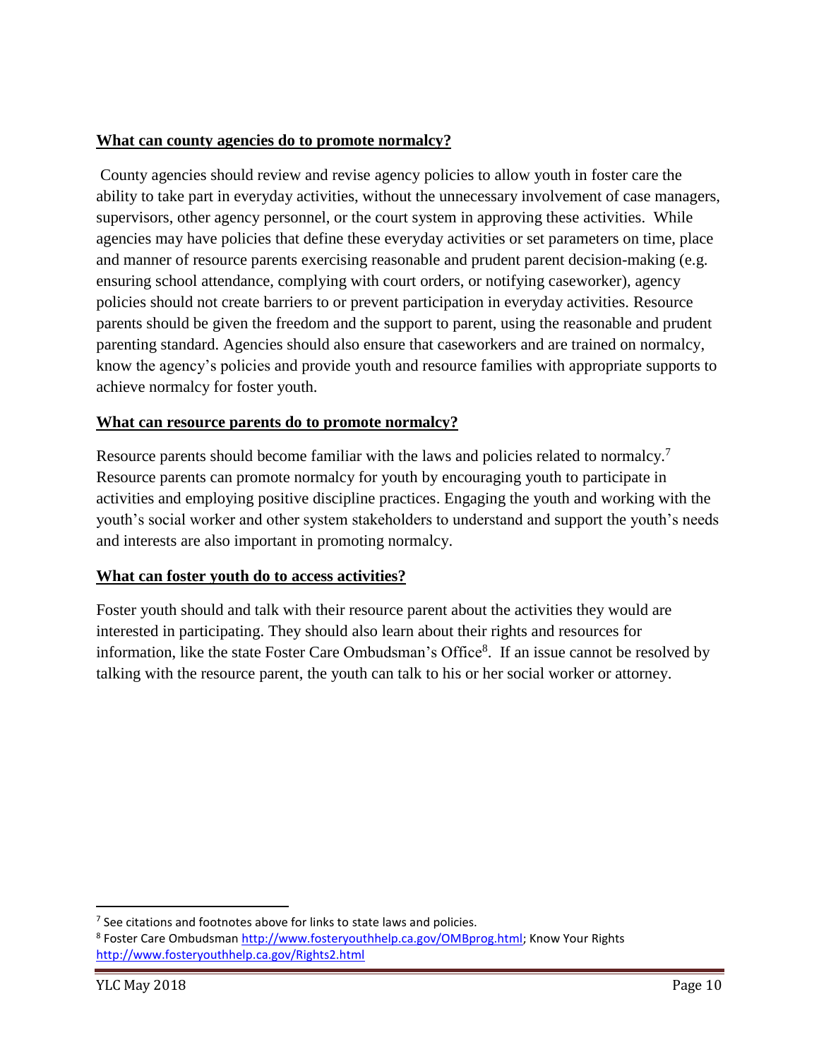**What can county agencies do to promote normalcy?**

County agencies should review and revise agency policies to allow youth in foster care the ability to take part in everyday activities, without the unnecessary involvement of case managers, supervisors, other agency personnel, or the court system in approving these activities. While agencies may have policies that define these everyday activities or set parameters on time, place and manner of resource parents exercising reasonable and prudent parent decision-making (e.g. ensuring school attendance, complying with court orders, or notifying caseworker), agency policies should not create barriers to or prevent participation in everyday activities. Resource parents should be given the freedom and the support to parent, using the reasonable and prudent parenting standard. Agencies should also ensure that caseworkers and are trained on normalcy, know the agency's policies and provide youth and resource families with appropriate supports to achieve normalcy for foster youth.

**What can resource parents do to promote normalcy?**

Resource parents should become familiar with the laws and policies related to normalcy.[7] Resource parents can promote normalcy for youth by encouraging youth to participate in activities and employing positive discipline practices. Engaging the youth and working with the youth's social worker and other system stakeholders to understand and support the youth's needs and interests are also important in promoting normalcy.

**What can foster youth do to access activities?**

Foster youth should and talk with their resource parent about the activities they would are interested in participating. They should also learn about their rights and resources for information, like the state Foster Care Ombudsman's Office[8]. If an issue cannot be resolved by talking with the resource parent, the youth can talk to his or her social worker or attorney.

---

[7] See citations and footnotes above for links to state laws and policies.

[8] Foster Care Ombudsman http://www.fosteryouthhelp.ca.gov/OMBprog.html; Know Your Rights http://www.fosteryouthhelp.ca.gov/Rights2.html